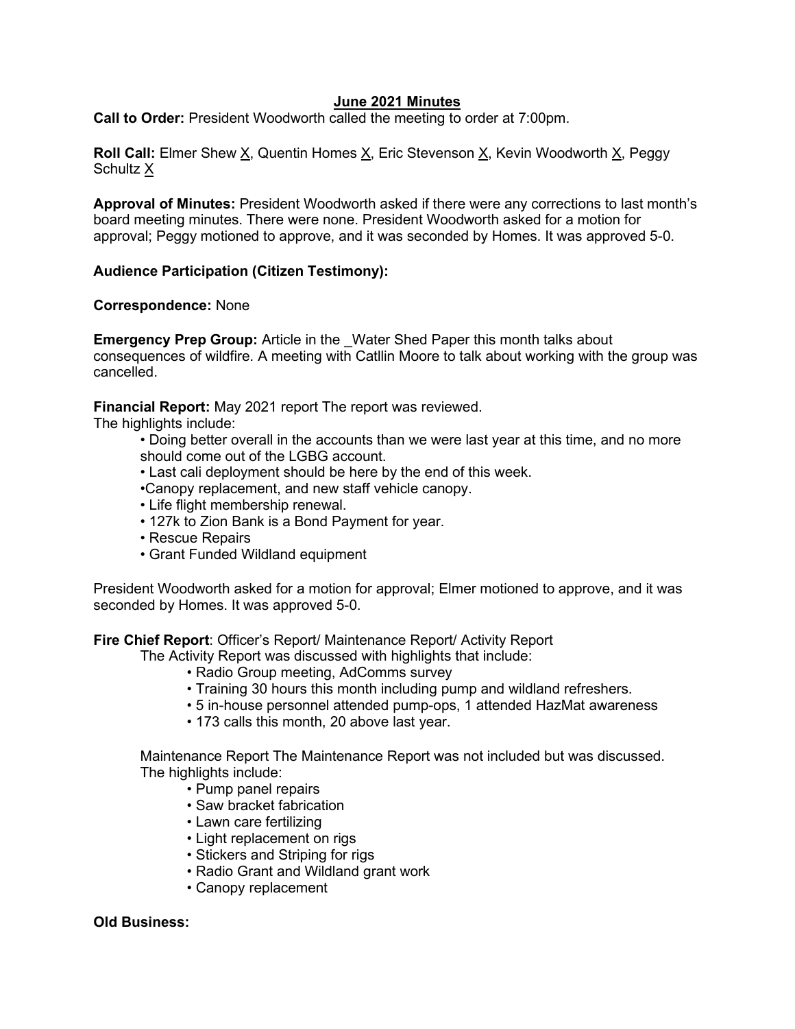# June 2021 Minutes

**Call to Order:** President Woodworth called the meeting to order at 7:00pm.

**Roll Call:** Elmer Shew X, Quentin Homes X, Eric Stevenson X, Kevin Woodworth X, Peggy Schultz X

**Approval of Minutes:** President Woodworth asked if there were any corrections to last month's board meeting minutes. There were none. President Woodworth asked for a motion for approval; Peggy motioned to approve, and it was seconded by Homes. It was approved 5-0.

**Audience Participation (Citizen Testimony):**

**Correspondence:** None

**Emergency Prep Group:** Article in the _Water Shed Paper this month talks about consequences of wildfire. A meeting with Catllin Moore to talk about working with the group was cancelled.

**Financial Report:** May 2021 report The report was reviewed.
The highlights include:

- Doing better overall in the accounts than we were last year at this time, and no more should come out of the LGBG account.
- Last cali deployment should be here by the end of this week.
- Canopy replacement, and new staff vehicle canopy.
- Life flight membership renewal.
- 127k to Zion Bank is a Bond Payment for year.
- Rescue Repairs
- Grant Funded Wildland equipment

President Woodworth asked for a motion for approval; Elmer motioned to approve, and it was seconded by Homes. It was approved 5-0.

**Fire Chief Report**: Officer's Report/ Maintenance Report/ Activity Report

The Activity Report was discussed with highlights that include:

- Radio Group meeting, AdComms survey
- Training 30 hours this month including pump and wildland refreshers.
- 5 in-house personnel attended pump-ops, 1 attended HazMat awareness
- 173 calls this month, 20 above last year.

Maintenance Report The Maintenance Report was not included but was discussed. The highlights include:

- Pump panel repairs
- Saw bracket fabrication
- Lawn care fertilizing
- Light replacement on rigs
- Stickers and Striping for rigs
- Radio Grant and Wildland grant work
- Canopy replacement

**Old Business:**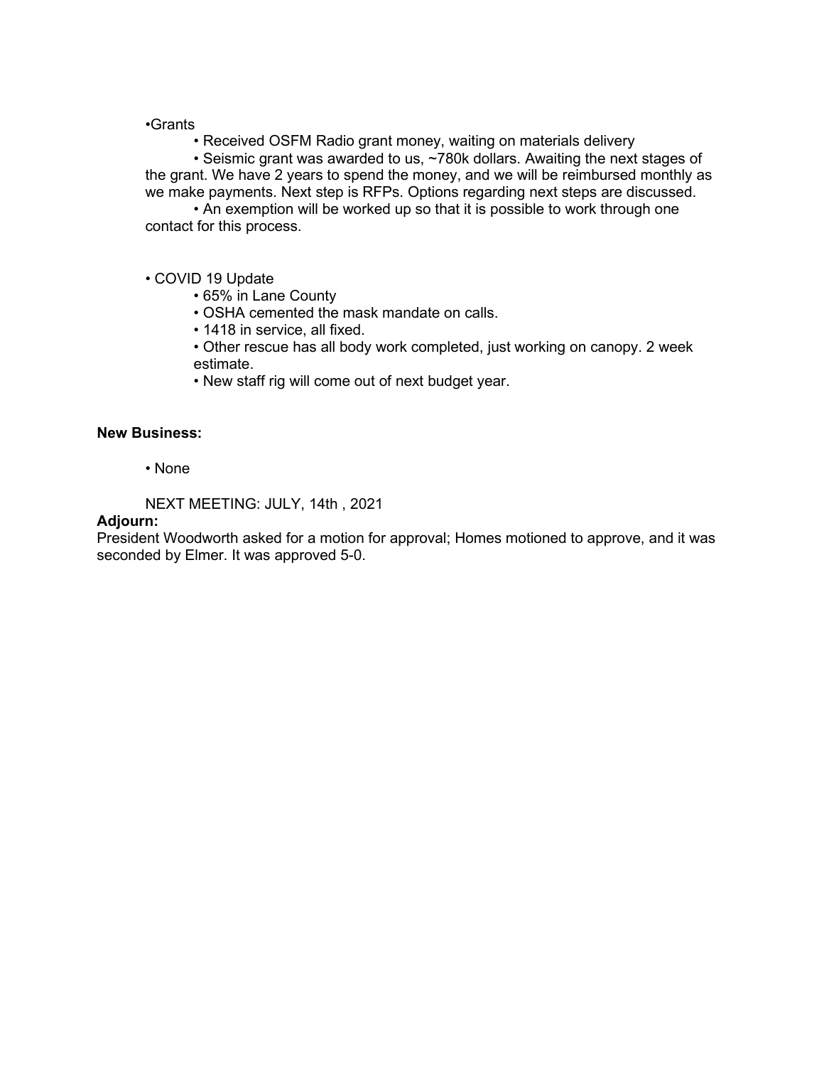- Grants
  - Received OSFM Radio grant money, waiting on materials delivery
  - Seismic grant was awarded to us, ~780k dollars. Awaiting the next stages of the grant. We have 2 years to spend the money, and we will be reimbursed monthly as we make payments. Next step is RFPs. Options regarding next steps are discussed.
  - An exemption will be worked up so that it is possible to work through one contact for this process.

- COVID 19 Update
  - 65% in Lane County
  - OSHA cemented the mask mandate on calls.
  - 1418 in service, all fixed.
  - Other rescue has all body work completed, just working on canopy. 2 week estimate.
  - New staff rig will come out of next budget year.

**New Business:**

- None

NEXT MEETING: JULY, 14th , 2021

**Adjourn:**

President Woodworth asked for a motion for approval; Homes motioned to approve, and it was seconded by Elmer. It was approved 5-0.